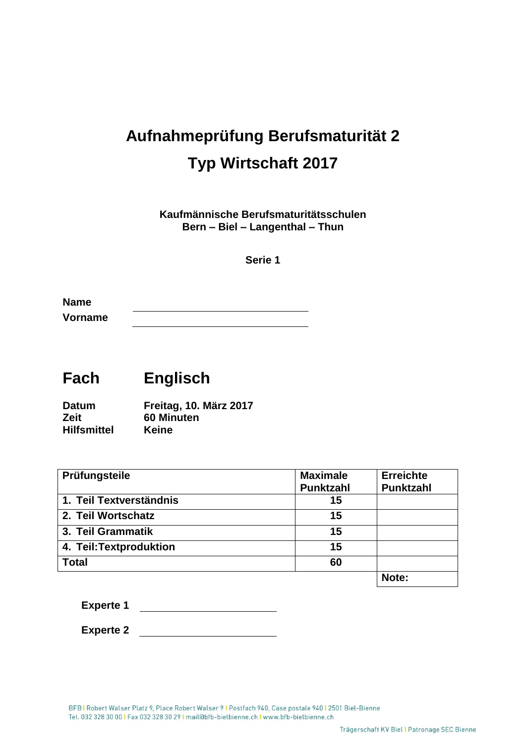# Aufnahmeprüfung Berufsmaturität 2

# Typ Wirtschaft 2017

**Kaufmännische Berufsmaturitätsschulen**
**Bern – Biel – Langenthal – Thun**

**Serie 1**

**Name** ______________________________

**Vorname** ______________________________

## Fach Englisch

**Datum** Freitag, 10. März 2017
**Zeit** 60 Minuten
**Hilfsmittel** Keine

| Prüfungsteile | Maximale Punktzahl | Erreichte Punktzahl |
|---|---|---|
| 1. Teil Textverständnis | 15 | |
| 2. Teil Wortschatz | 15 | |
| 3. Teil Grammatik | 15 | |
| 4. Teil:Textproduktion | 15 | |
| Total | 60 | |
| | | Note: |

**Experte 1** ______________________

**Experte 2** ______________________

BFB I Robert Walser Platz 9, Place Robert Walser 9 I Postfach 940, Case postale 940 I 2501 Biel-Bienne
Tel. 032 328 30 00 I Fax 032 328 30 29 I mail@bfb-bielbienne.ch I www.bfb-bielbienne.ch

Trägerschaft KV Biel I Patronage SEC Bienne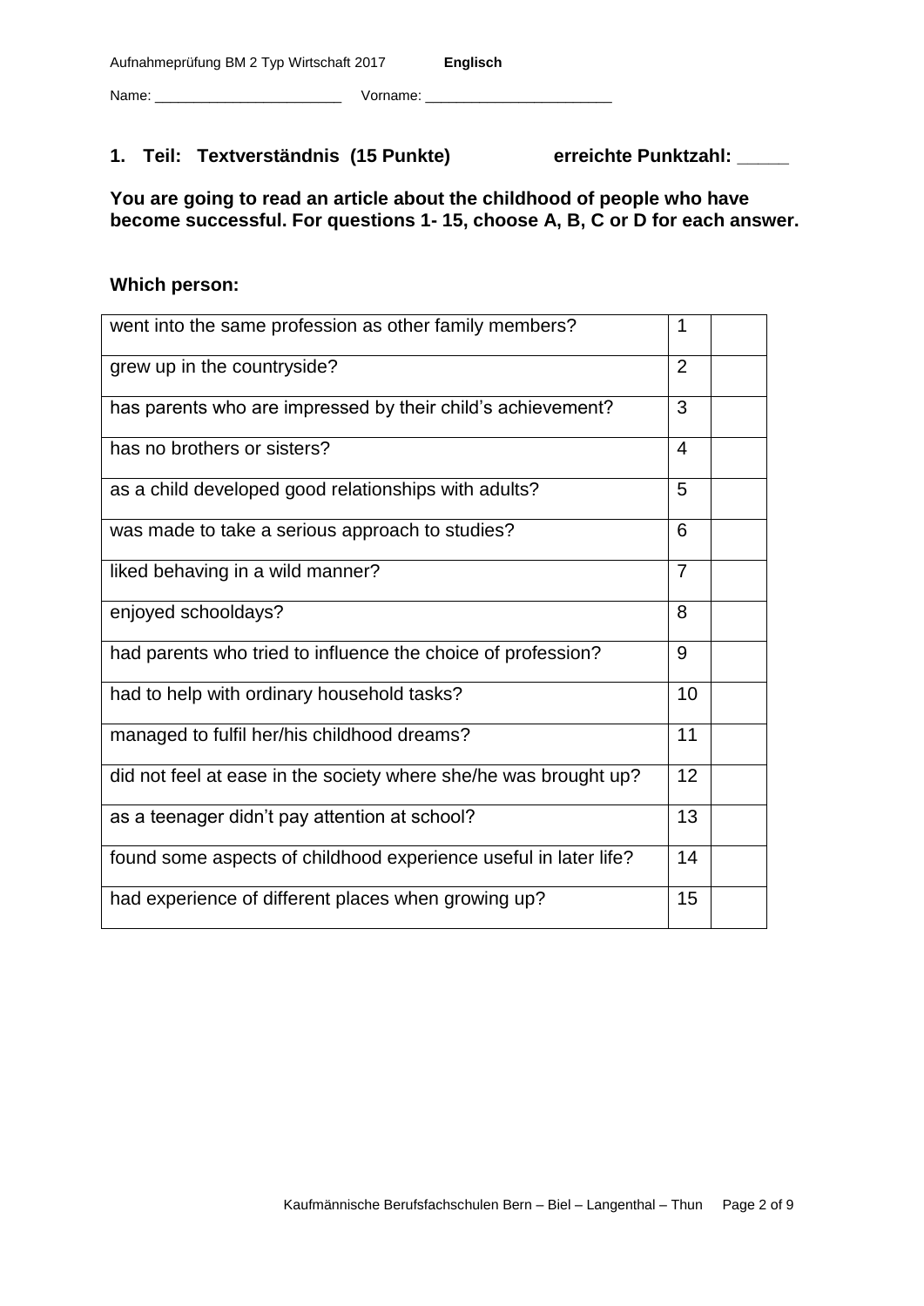Name: ________________________ Vorname: ________________________

## 1. Teil: Textverständnis (15 Punkte) erreichte Punktzahl: _____

**You are going to read an article about the childhood of people who have become successful. For questions 1- 15, choose A, B, C or D for each answer.**

**Which person:**

| | | |
|---|---|---|
| went into the same profession as other family members? | 1 | |
| grew up in the countryside? | 2 | |
| has parents who are impressed by their child's achievement? | 3 | |
| has no brothers or sisters? | 4 | |
| as a child developed good relationships with adults? | 5 | |
| was made to take a serious approach to studies? | 6 | |
| liked behaving in a wild manner? | 7 | |
| enjoyed schooldays? | 8 | |
| had parents who tried to influence the choice of profession? | 9 | |
| had to help with ordinary household tasks? | 10 | |
| managed to fulfil her/his childhood dreams? | 11 | |
| did not feel at ease in the society where she/he was brought up? | 12 | |
| as a teenager didn't pay attention at school? | 13 | |
| found some aspects of childhood experience useful in later life? | 14 | |
| had experience of different places when growing up? | 15 | |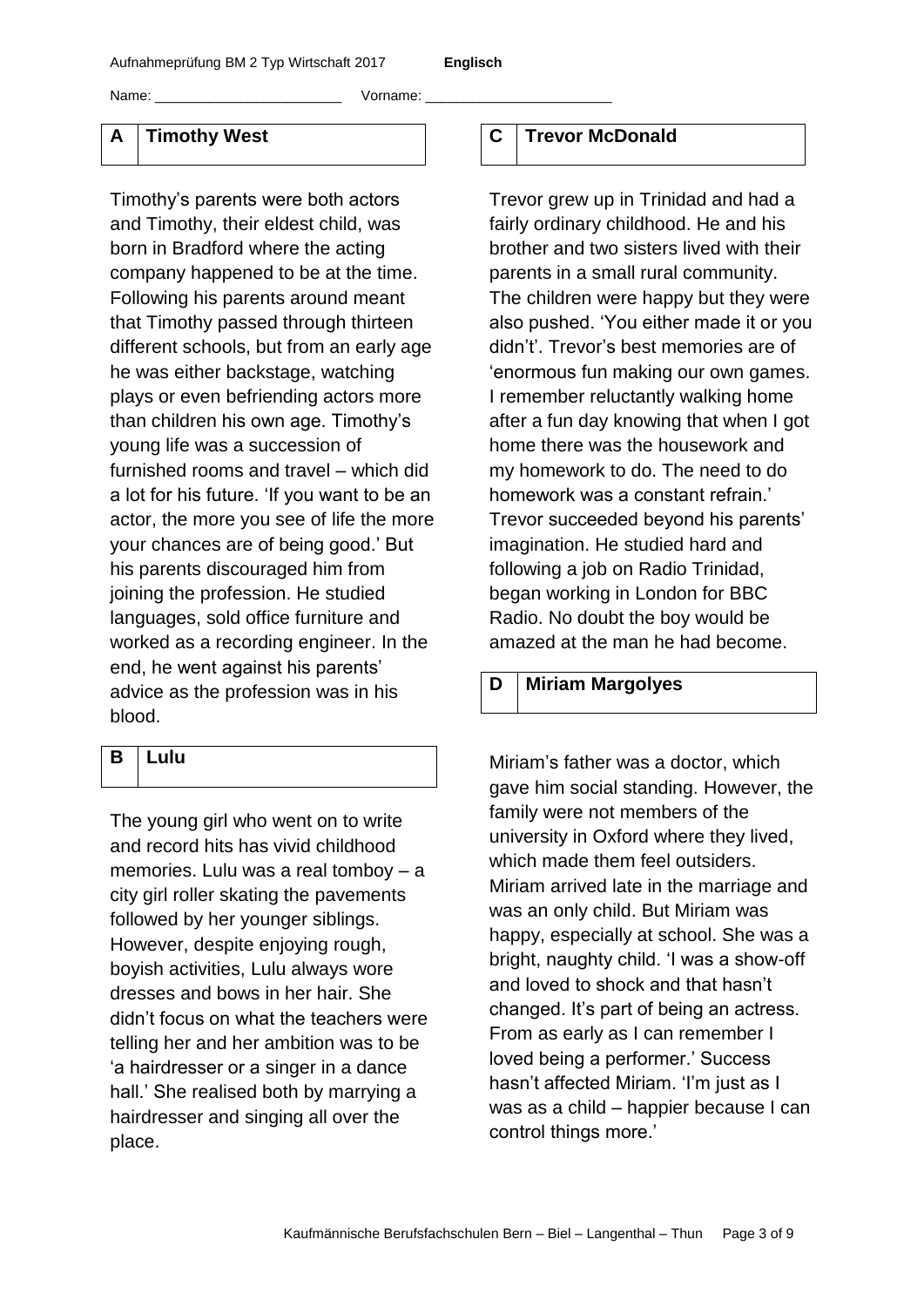Name: _______________________ Vorname: _______________________

## A Timothy West

Timothy's parents were both actors and Timothy, their eldest child, was born in Bradford where the acting company happened to be at the time. Following his parents around meant that Timothy passed through thirteen different schools, but from an early age he was either backstage, watching plays or even befriending actors more than children his own age. Timothy's young life was a succession of furnished rooms and travel – which did a lot for his future. 'If you want to be an actor, the more you see of life the more your chances are of being good.' But his parents discouraged him from joining the profession. He studied languages, sold office furniture and worked as a recording engineer. In the end, he went against his parents' advice as the profession was in his blood.

## B Lulu

The young girl who went on to write and record hits has vivid childhood memories. Lulu was a real tomboy – a city girl roller skating the pavements followed by her younger siblings. However, despite enjoying rough, boyish activities, Lulu always wore dresses and bows in her hair. She didn't focus on what the teachers were telling her and her ambition was to be 'a hairdresser or a singer in a dance hall.' She realised both by marrying a hairdresser and singing all over the place.

## C Trevor McDonald

Trevor grew up in Trinidad and had a fairly ordinary childhood. He and his brother and two sisters lived with their parents in a small rural community. The children were happy but they were also pushed. 'You either made it or you didn't'. Trevor's best memories are of 'enormous fun making our own games. I remember reluctantly walking home after a fun day knowing that when I got home there was the housework and my homework to do. The need to do homework was a constant refrain.' Trevor succeeded beyond his parents' imagination. He studied hard and following a job on Radio Trinidad, began working in London for BBC Radio. No doubt the boy would be amazed at the man he had become.

## D Miriam Margolyes

Miriam's father was a doctor, which gave him social standing. However, the family were not members of the university in Oxford where they lived, which made them feel outsiders. Miriam arrived late in the marriage and was an only child. But Miriam was happy, especially at school. She was a bright, naughty child. 'I was a show-off and loved to shock and that hasn't changed. It's part of being an actress. From as early as I can remember I loved being a performer.' Success hasn't affected Miriam. 'I'm just as I was as a child – happier because I can control things more.'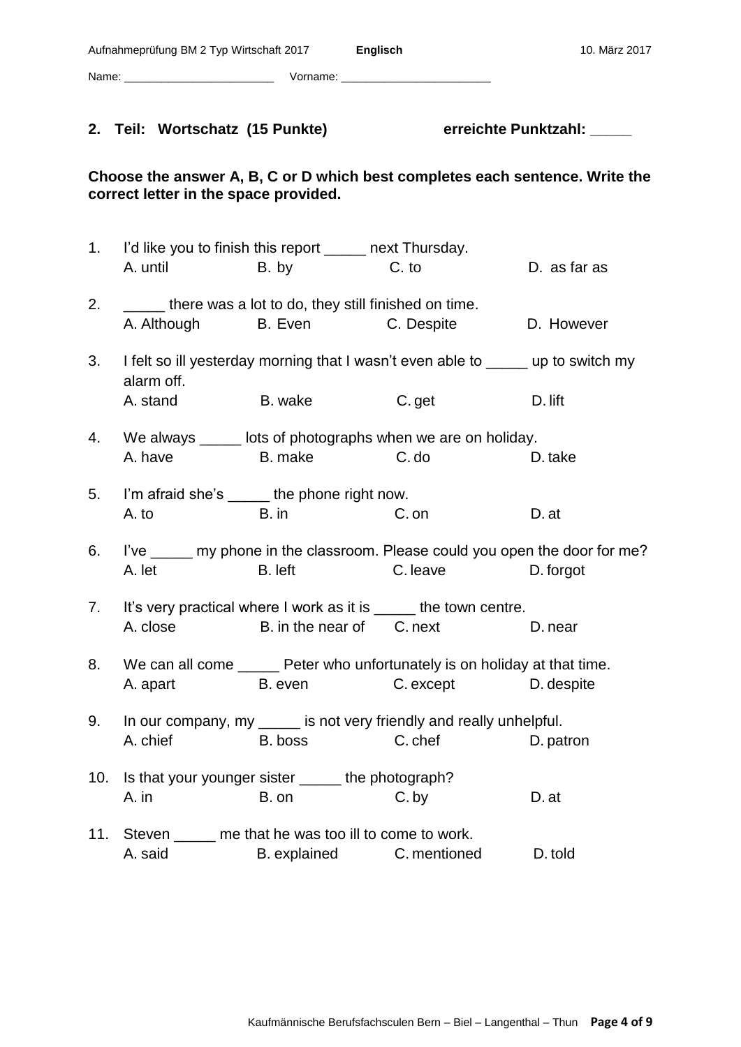Name: _______________________ Vorname: _______________________

## 2. Teil: Wortschatz (15 Punkte) erreichte Punktzahl: _____

**Choose the answer A, B, C or D which best completes each sentence. Write the correct letter in the space provided.**

1. I'd like you to finish this report _____ next Thursday.
   A. until B. by C. to D. as far as

2. _____ there was a lot to do, they still finished on time.
   A. Although B. Even C. Despite D. However

3. I felt so ill yesterday morning that I wasn't even able to _____ up to switch my alarm off.
   A. stand B. wake C. get D. lift

4. We always _____ lots of photographs when we are on holiday.
   A. have B. make C. do D. take

5. I'm afraid she's _____ the phone right now.
   A. to B. in C. on D. at

6. I've _____ my phone in the classroom. Please could you open the door for me?
   A. let B. left C. leave D. forgot

7. It's very practical where I work as it is _____ the town centre.
   A. close B. in the near of C. next D. near

8. We can all come _____ Peter who unfortunately is on holiday at that time.
   A. apart B. even C. except D. despite

9. In our company, my _____ is not very friendly and really unhelpful.
   A. chief B. boss C. chef D. patron

10. Is that your younger sister _____ the photograph?
    A. in B. on C. by D. at

11. Steven _____ me that he was too ill to come to work.
    A. said B. explained C. mentioned D. told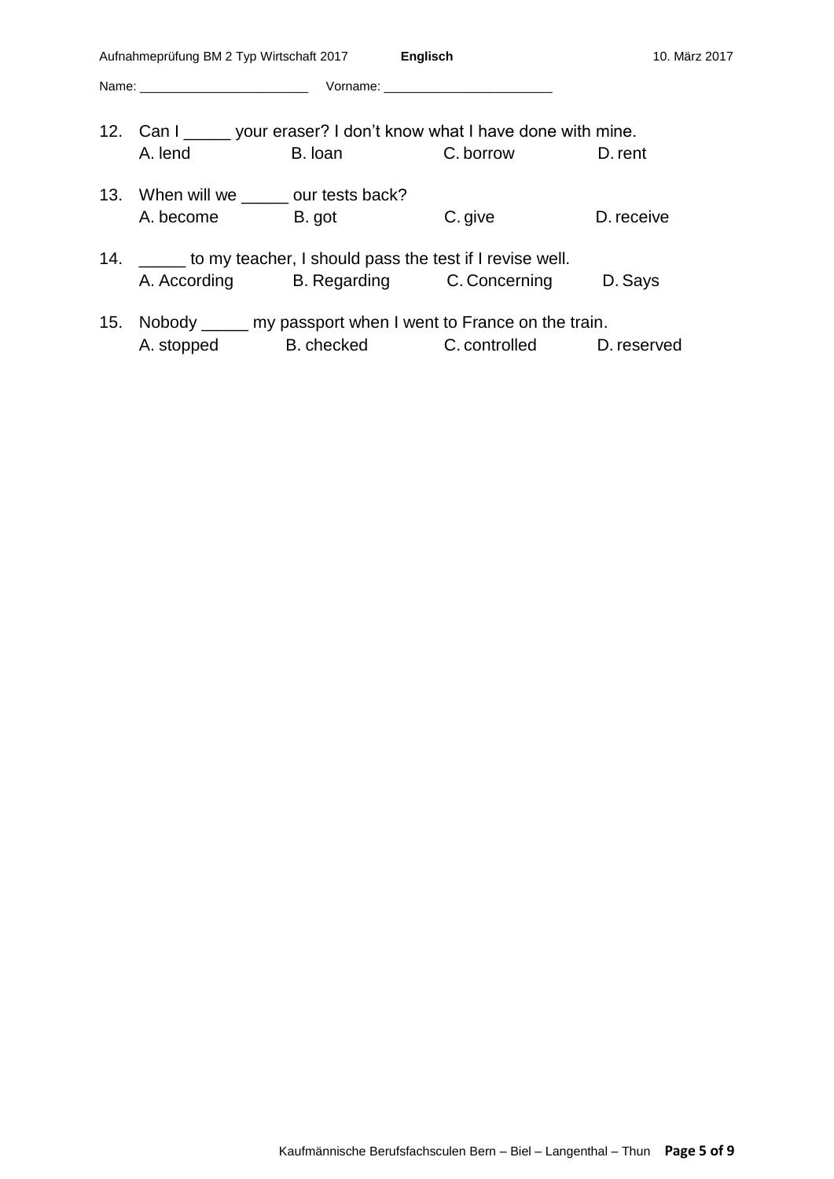Name: _______________________ Vorname: _______________________

12. Can I _____ your eraser? I don't know what I have done with mine.
    A. lend B. loan C. borrow D. rent

13. When will we _____ our tests back?
    A. become B. got C. give D. receive

14. _____ to my teacher, I should pass the test if I revise well.
    A. According B. Regarding C. Concerning D. Says

15. Nobody _____ my passport when I went to France on the train.
    A. stopped B. checked C. controlled D. reserved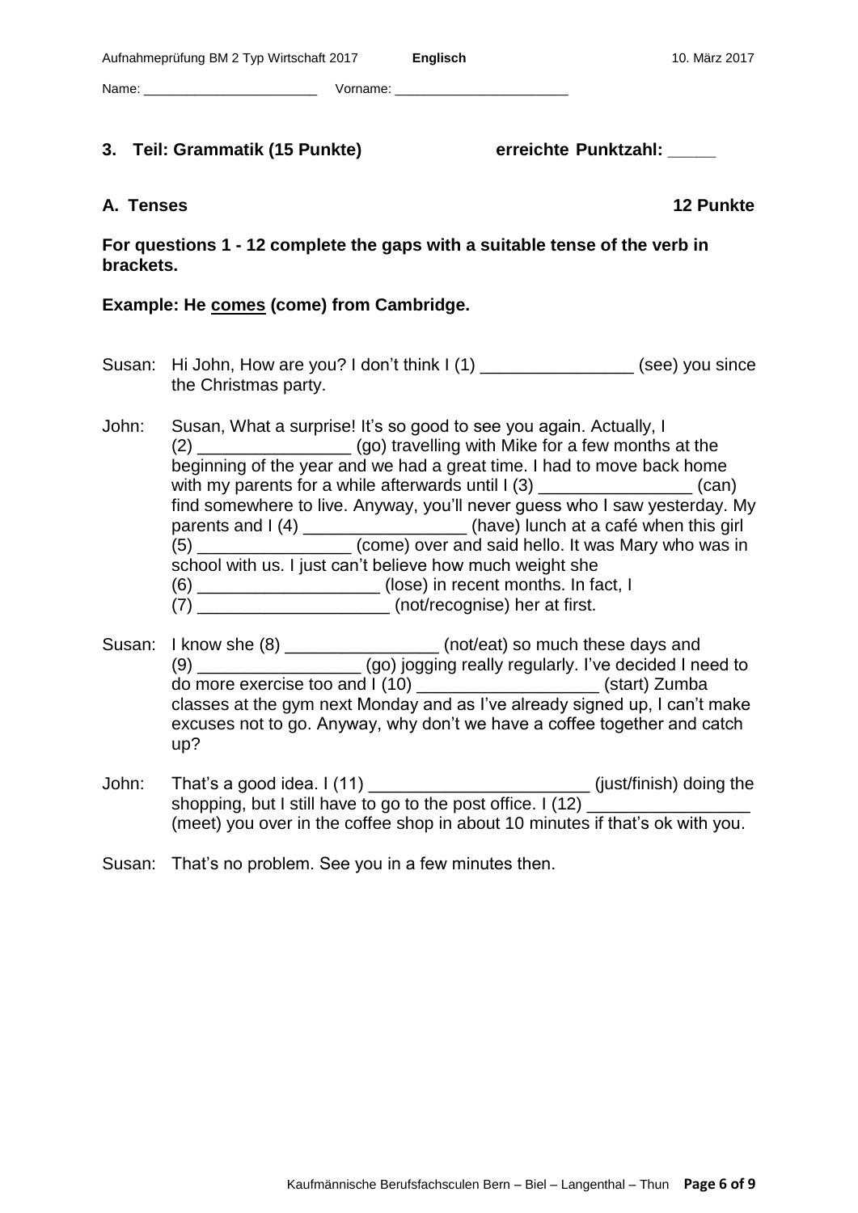Name: ________________________ Vorname: ________________________

## 3. Teil: Grammatik (15 Punkte) erreichte Punktzahl: _____

### A. Tenses 12 Punkte

**For questions 1 - 12 complete the gaps with a suitable tense of the verb in brackets.**

**Example: He <u>comes</u> (come) from Cambridge.**

Susan: Hi John, How are you? I don't think I (1) ________________ (see) you since the Christmas party.

John: Susan, What a surprise! It's so good to see you again. Actually, I (2) ________________ (go) travelling with Mike for a few months at the beginning of the year and we had a great time. I had to move back home with my parents for a while afterwards until I (3) ________________ (can) find somewhere to live. Anyway, you'll never guess who I saw yesterday. My parents and I (4) _________________ (have) lunch at a café when this girl (5) ________________ (come) over and said hello. It was Mary who was in school with us. I just can't believe how much weight she (6) ___________________ (lose) in recent months. In fact, I (7) ____________________ (not/recognise) her at first.

Susan: I know she (8) ________________ (not/eat) so much these days and (9) _________________ (go) jogging really regularly. I've decided I need to do more exercise too and I (10) ___________________ (start) Zumba classes at the gym next Monday and as I've already signed up, I can't make excuses not to go. Anyway, why don't we have a coffee together and catch up?

John: That's a good idea. I (11) _______________________ (just/finish) doing the shopping, but I still have to go to the post office. I (12) _________________ (meet) you over in the coffee shop in about 10 minutes if that's ok with you.

Susan: That's no problem. See you in a few minutes then.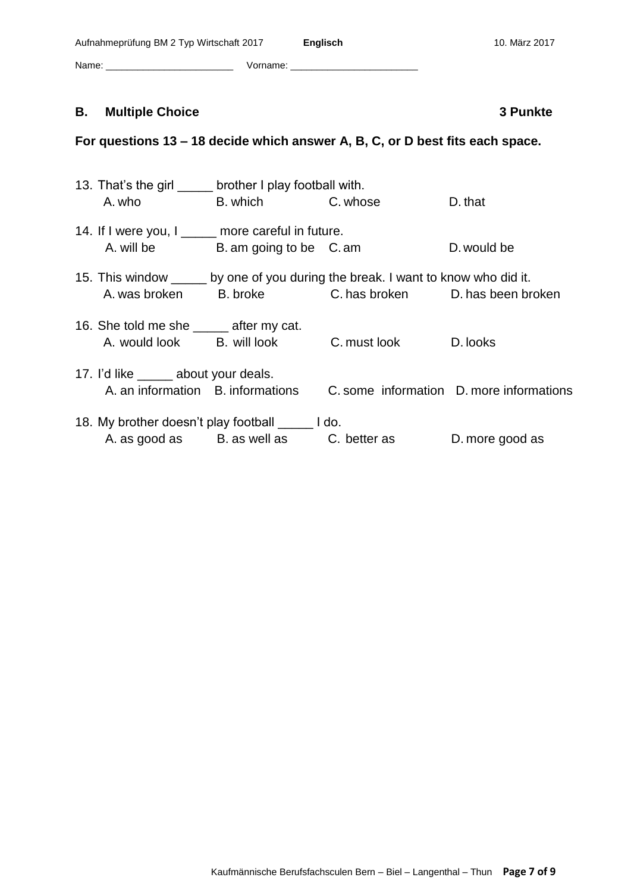Name: _______________________ Vorname: _______________________

## B. Multiple Choice **3 Punkte**

**For questions 13 – 18 decide which answer A, B, C, or D best fits each space.**

13. That's the girl _____ brother I play football with.
    A. who B. which C. whose D. that

14. If I were you, I _____ more careful in future.
    A. will be B. am going to be C. am D. would be

15. This window _____ by one of you during the break. I want to know who did it.
    A. was broken B. broke C. has broken D. has been broken

16. She told me she _____ after my cat.
    A. would look B. will look C. must look D. looks

17. I'd like _____ about your deals.
    A. an information B. informations C. some information D. more informations

18. My brother doesn't play football _____ I do.
    A. as good as B. as well as C. better as D. more good as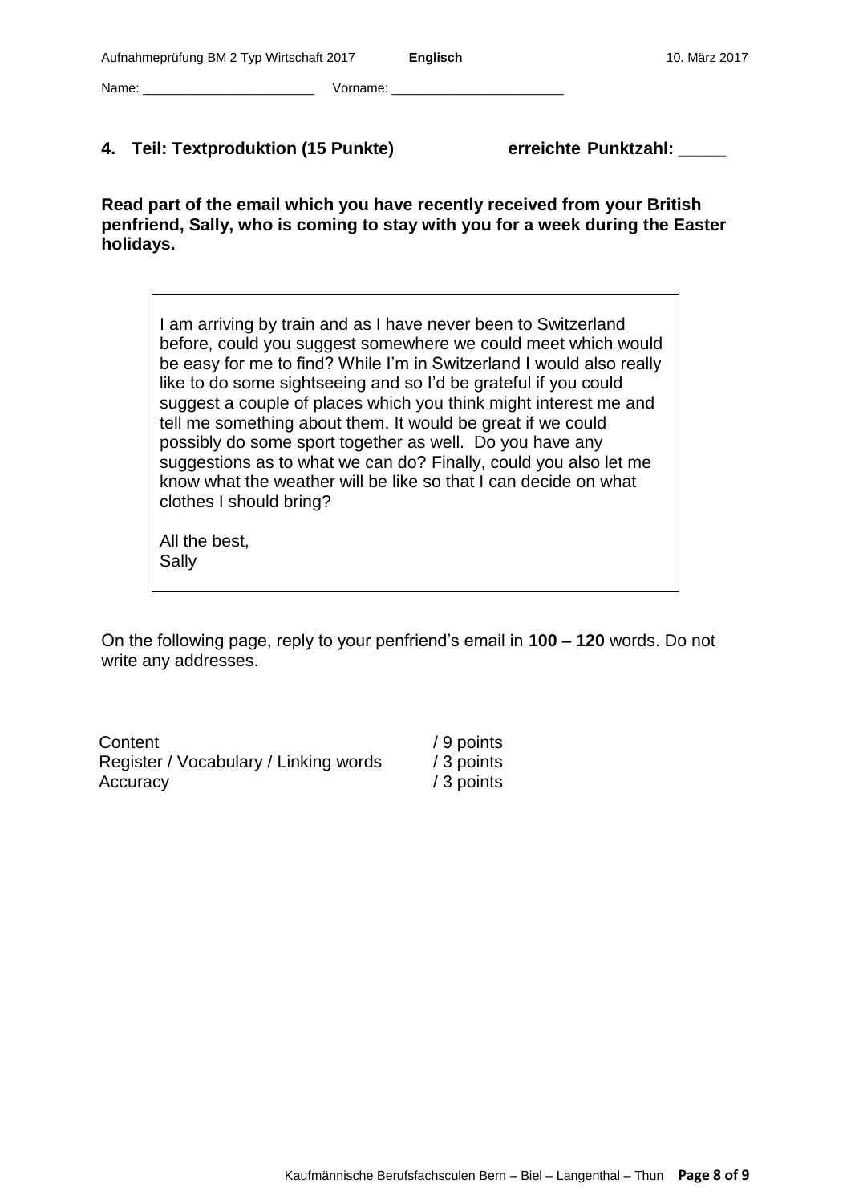Name: _______________________ Vorname: _______________________

## 4. Teil: Textproduktion (15 Punkte) erreichte Punktzahl: _____

**Read part of the email which you have recently received from your British penfriend, Sally, who is coming to stay with you for a week during the Easter holidays.**

> I am arriving by train and as I have never been to Switzerland before, could you suggest somewhere we could meet which would be easy for me to find? While I'm in Switzerland I would also really like to do some sightseeing and so I'd be grateful if you could suggest a couple of places which you think might interest me and tell me something about them. It would be great if we could possibly do some sport together as well. Do you have any suggestions as to what we can do? Finally, could you also let me know what the weather will be like so that I can decide on what clothes I should bring?
>
> All the best,
> Sally

On the following page, reply to your penfriend's email in **100 – 120** words. Do not write any addresses.

| | |
|---|---|
| Content | / 9 points |
| Register / Vocabulary / Linking words | / 3 points |
| Accuracy | / 3 points |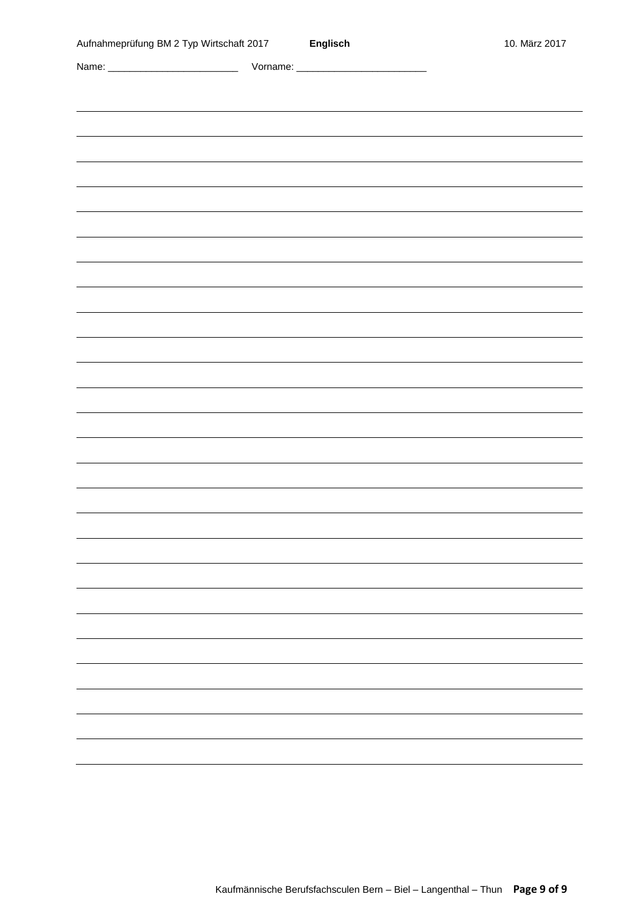Name: ________________________ Vorname: ________________________